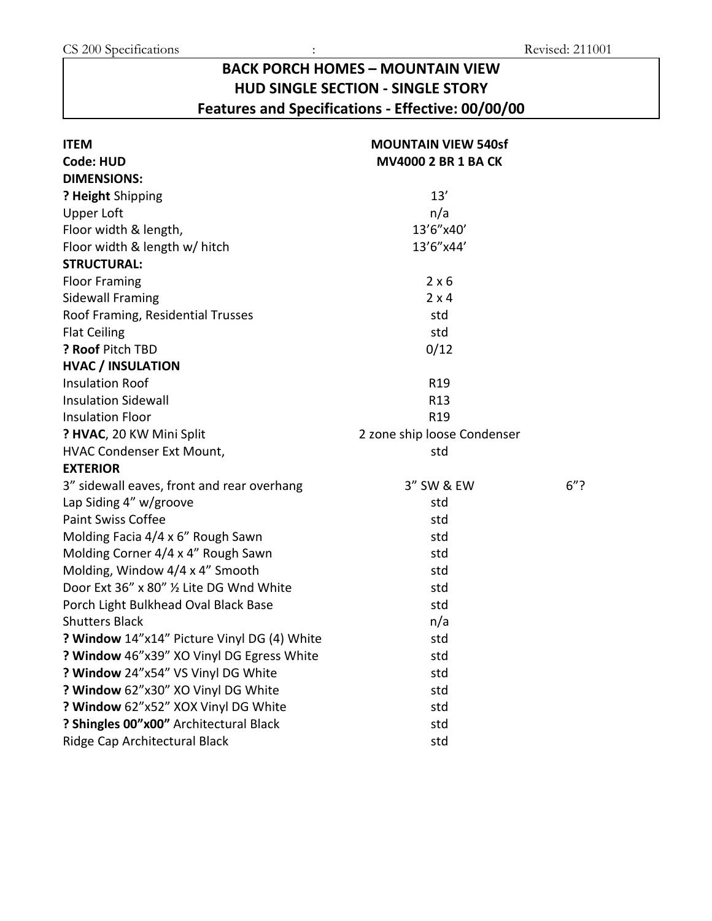## BACK PORCH HOMES – MOUNTAIN VIEW
## HUD SINGLE SECTION - SINGLE STORY
## Features and Specifications - Effective: 00/00/00

| ITEM | MOUNTAIN VIEW 540sf | |
|---|---|---|
| **Code: HUD** | **MV4000 2 BR 1 BA CK** | |
| **DIMENSIONS:** | | |
| **? Height** Shipping | 13’ | |
| Upper Loft | n/a | |
| Floor width & length, | 13’6”x40’ | |
| Floor width & length w/ hitch | 13’6”x44’ | |
| **STRUCTURAL:** | | |
| Floor Framing | 2 x 6 | |
| Sidewall Framing | 2 x 4 | |
| Roof Framing, Residential Trusses | std | |
| Flat Ceiling | std | |
| **? Roof** Pitch TBD | 0/12 | |
| **HVAC / INSULATION** | | |
| Insulation Roof | R19 | |
| Insulation Sidewall | R13 | |
| Insulation Floor | R19 | |
| **? HVAC**, 20 KW Mini Split | 2 zone ship loose Condenser | |
| HVAC Condenser Ext Mount, | std | |
| **EXTERIOR** | | |
| 3” sidewall eaves, front and rear overhang | 3” SW & EW | 6”? |
| Lap Siding 4” w/groove | std | |
| Paint Swiss Coffee | std | |
| Molding Facia 4/4 x 6” Rough Sawn | std | |
| Molding Corner 4/4 x 4” Rough Sawn | std | |
| Molding, Window 4/4 x 4” Smooth | std | |
| Door Ext 36” x 80” ½ Lite DG Wnd White | std | |
| Porch Light Bulkhead Oval Black Base | std | |
| Shutters Black | n/a | |
| **? Window** 14”x14” Picture Vinyl DG (4) White | std | |
| **? Window** 46”x39” XO Vinyl DG Egress White | std | |
| **? Window** 24”x54” VS Vinyl DG White | std | |
| **? Window** 62”x30” XO Vinyl DG White | std | |
| **? Window** 62”x52” XOX Vinyl DG White | std | |
| **? Shingles 00”x00”** Architectural Black | std | |
| Ridge Cap Architectural Black | std | |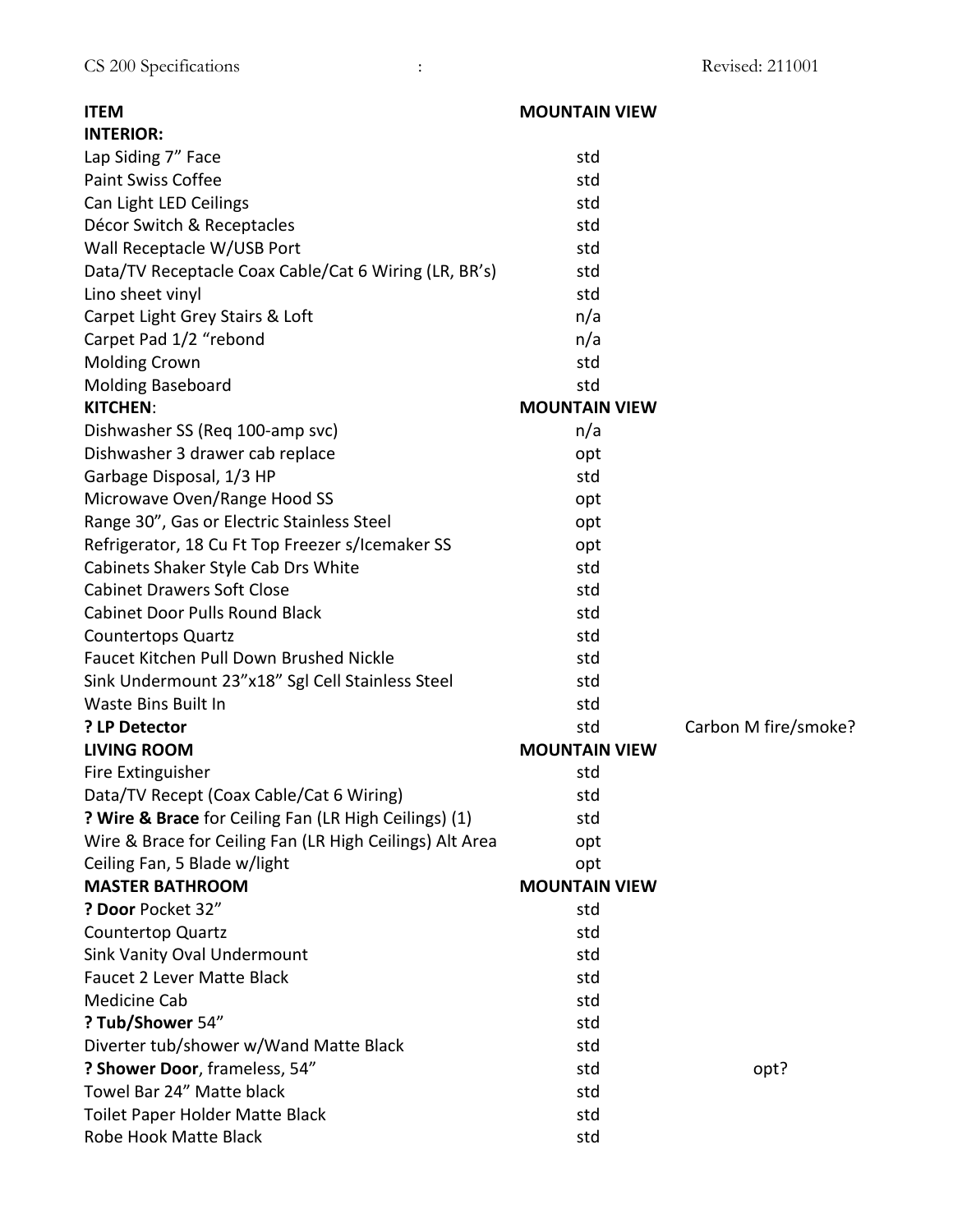| ITEM | MOUNTAIN VIEW | |
|---|---|---|
| **INTERIOR:** | | |
| Lap Siding 7" Face | std | |
| Paint Swiss Coffee | std | |
| Can Light LED Ceilings | std | |
| Décor Switch & Receptacles | std | |
| Wall Receptacle W/USB Port | std | |
| Data/TV Receptacle Coax Cable/Cat 6 Wiring (LR, BR's) | std | |
| Lino sheet vinyl | std | |
| Carpet Light Grey Stairs & Loft | n/a | |
| Carpet Pad 1/2 "rebond | n/a | |
| Molding Crown | std | |
| Molding Baseboard | std | |
| **KITCHEN**: | **MOUNTAIN VIEW** | |
| Dishwasher SS (Req 100-amp svc) | n/a | |
| Dishwasher 3 drawer cab replace | opt | |
| Garbage Disposal, 1/3 HP | std | |
| Microwave Oven/Range Hood SS | opt | |
| Range 30", Gas or Electric Stainless Steel | opt | |
| Refrigerator, 18 Cu Ft Top Freezer s/Icemaker SS | opt | |
| Cabinets Shaker Style Cab Drs White | std | |
| Cabinet Drawers Soft Close | std | |
| Cabinet Door Pulls Round Black | std | |
| Countertops Quartz | std | |
| Faucet Kitchen Pull Down Brushed Nickle | std | |
| Sink Undermount 23"x18" Sgl Cell Stainless Steel | std | |
| Waste Bins Built In | std | |
| **? LP Detector** | std | Carbon M fire/smoke? |
| **LIVING ROOM** | **MOUNTAIN VIEW** | |
| Fire Extinguisher | std | |
| Data/TV Recept (Coax Cable/Cat 6 Wiring) | std | |
| **? Wire & Brace** for Ceiling Fan (LR High Ceilings) (1) | std | |
| Wire & Brace for Ceiling Fan (LR High Ceilings) Alt Area | opt | |
| Ceiling Fan, 5 Blade w/light | opt | |
| **MASTER BATHROOM** | **MOUNTAIN VIEW** | |
| **? Door** Pocket 32" | std | |
| Countertop Quartz | std | |
| Sink Vanity Oval Undermount | std | |
| Faucet 2 Lever Matte Black | std | |
| Medicine Cab | std | |
| **? Tub/Shower** 54" | std | |
| Diverter tub/shower w/Wand Matte Black | std | |
| **? Shower Door**, frameless, 54" | std | opt? |
| Towel Bar 24" Matte black | std | |
| Toilet Paper Holder Matte Black | std | |
| Robe Hook Matte Black | std | |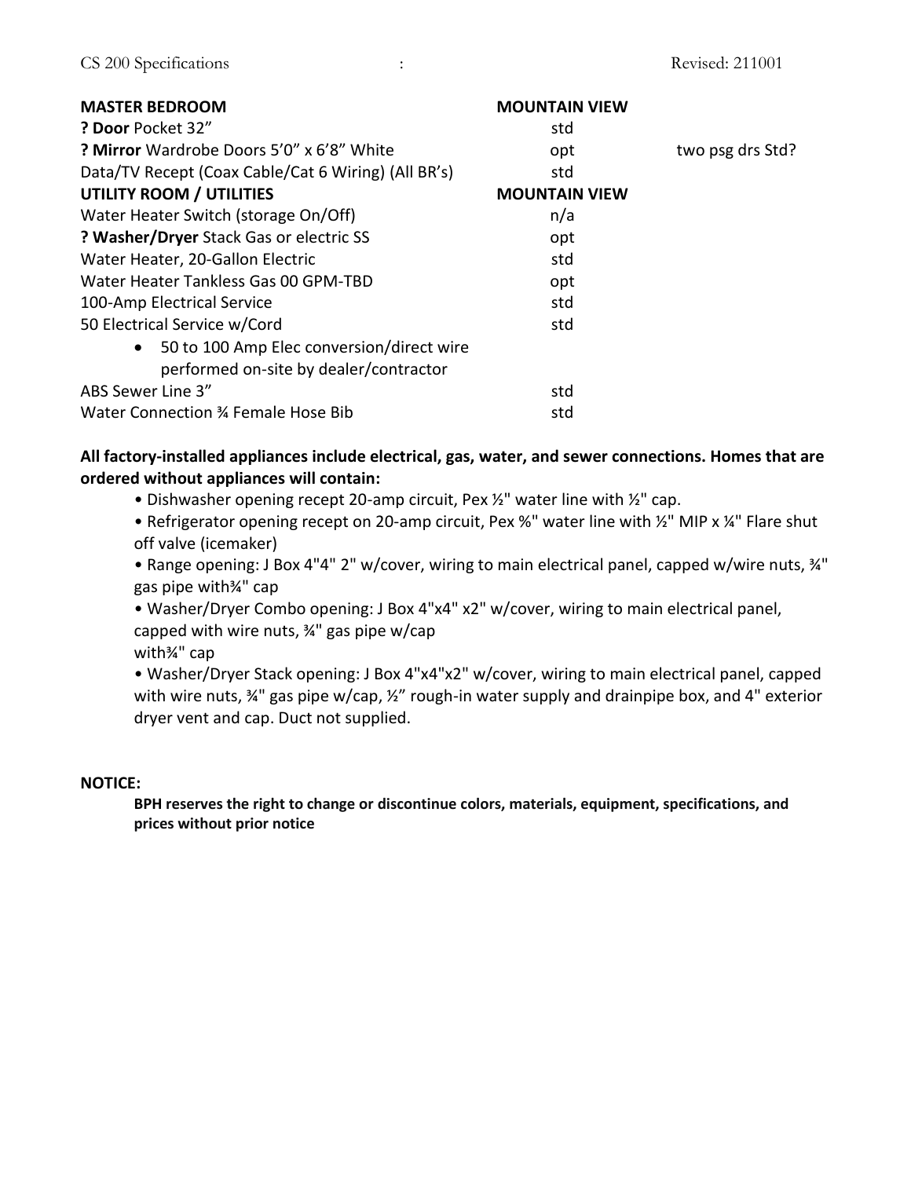| MASTER BEDROOM | MOUNTAIN VIEW | |
|---|---|---|
| **? Door** Pocket 32” | std | |
| **? Mirror** Wardrobe Doors 5’0” x 6’8” White | opt | two psg drs Std? |
| Data/TV Recept (Coax Cable/Cat 6 Wiring) (All BR’s) | std | |
| **UTILITY ROOM / UTILITIES** | **MOUNTAIN VIEW** | |
| Water Heater Switch (storage On/Off) | n/a | |
| **? Washer/Dryer** Stack Gas or electric SS | opt | |
| Water Heater, 20-Gallon Electric | std | |
| Water Heater Tankless Gas 00 GPM-TBD | opt | |
| 100-Amp Electrical Service | std | |
| 50 Electrical Service w/Cord | std | |
| • 50 to 100 Amp Elec conversion/direct wire performed on-site by dealer/contractor | | |
| ABS Sewer Line 3” | std | |
| Water Connection ¾ Female Hose Bib | std | |

**All factory-installed appliances include electrical, gas, water, and sewer connections. Homes that are ordered without appliances will contain:**

- Dishwasher opening recept 20-amp circuit, Pex ½" water line with ½" cap.
- Refrigerator opening recept on 20-amp circuit, Pex %" water line with ½" MIP x ¼" Flare shut off valve (icemaker)
- Range opening: J Box 4"4" 2" w/cover, wiring to main electrical panel, capped w/wire nuts, ¾" gas pipe with¾" cap
- Washer/Dryer Combo opening: J Box 4"x4" x2" w/cover, wiring to main electrical panel, capped with wire nuts, ¾" gas pipe w/cap with¾" cap
- Washer/Dryer Stack opening: J Box 4"x4"x2" w/cover, wiring to main electrical panel, capped with wire nuts, ¾" gas pipe w/cap, ½” rough-in water supply and drainpipe box, and 4" exterior dryer vent and cap. Duct not supplied.

**NOTICE:**

**BPH reserves the right to change or discontinue colors, materials, equipment, specifications, and prices without prior notice**